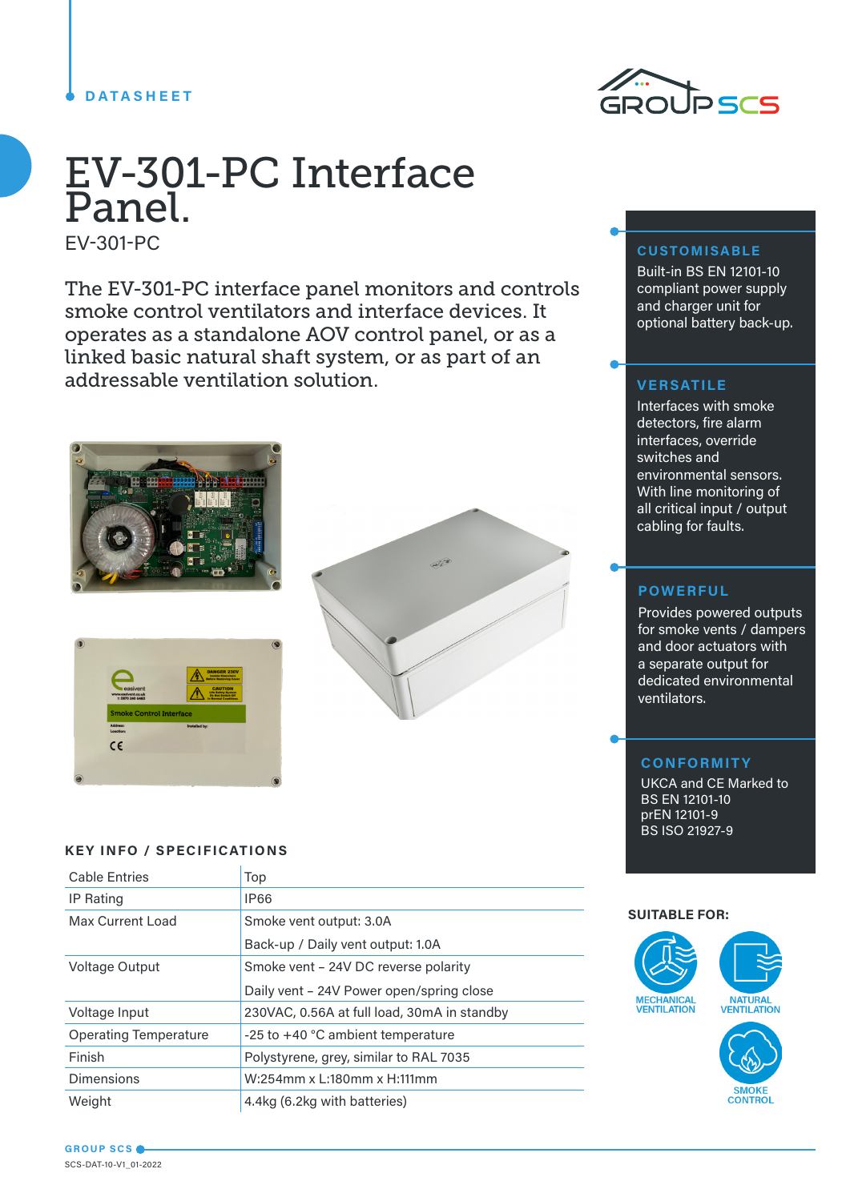DATASHEET

# EV-301-PC Interface Panel.

EV-301-PC

The EV-301-PC interface panel monitors and controls smoke control ventilators and interface devices. It operates as a standalone AOV control panel, or as a linked basic natural shaft system, or as part of an addressable ventilation solution.

## KEY INFO / SPECIFICATIONS

| | |
|---|---|
| Cable Entries | Top |
| IP Rating | IP66 |
| Max Current Load | Smoke vent output: 3.0A |
| | Back-up / Daily vent output: 1.0A |
| Voltage Output | Smoke vent – 24V DC reverse polarity |
| | Daily vent – 24V Power open/spring close |
| Voltage Input | 230VAC, 0.56A at full load, 30mA in standby |
| Operating Temperature | -25 to +40 °C ambient temperature |
| Finish | Polystyrene, grey, similar to RAL 7035 |
| Dimensions | W:254mm x L:180mm x H:111mm |
| Weight | 4.4kg (6.2kg with batteries) |

### CUSTOMISABLE

Built-in BS EN 12101-10 compliant power supply and charger unit for optional battery back-up.

### VERSATILE

Interfaces with smoke detectors, fire alarm interfaces, override switches and environmental sensors. With line monitoring of all critical input / output cabling for faults.

### POWERFUL

Provides powered outputs for smoke vents / dampers and door actuators with a separate output for dedicated environmental ventilators.

### CONFORMITY

UKCA and CE Marked to
BS EN 12101-10
prEN 12101-9
BS ISO 21927-9

**SUITABLE FOR:**

- MECHANICAL VENTILATION
- NATURAL VENTILATION
- SMOKE CONTROL

GROUP SCS

SCS-DAT-10-V1_01-2022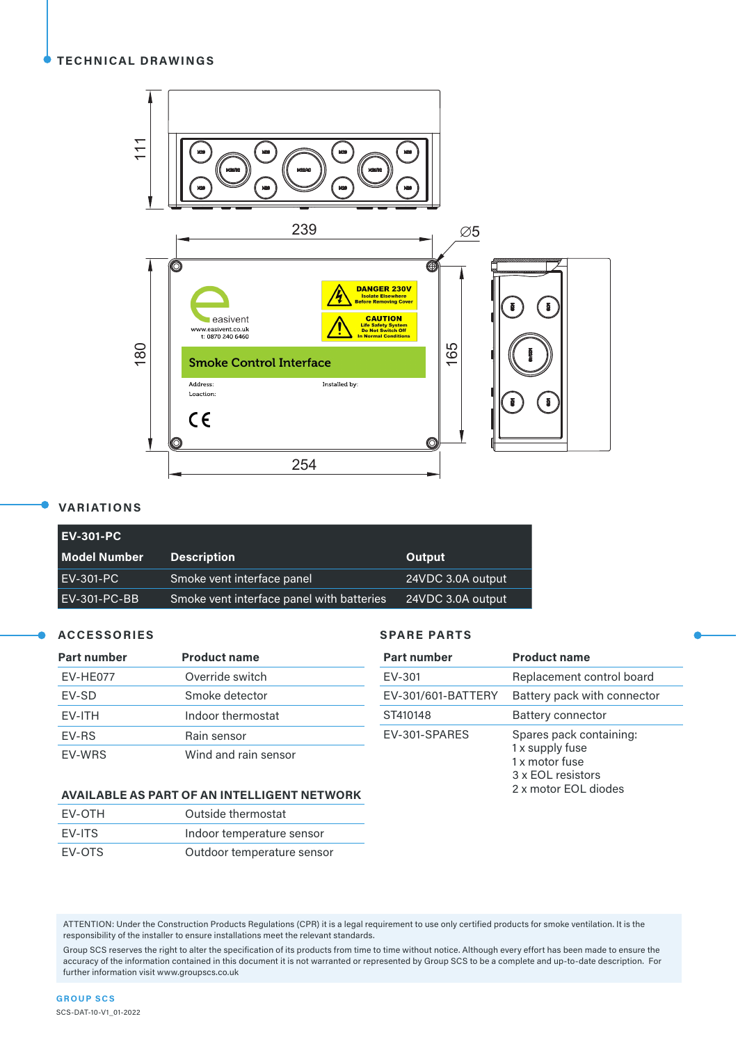## TECHNICAL DRAWINGS

111

239

∅5

180

165

254

easivent
www.easivent.co.uk
t: 0870 240 6460

DANGER 230V
Isolate Elsewhere
Before Removing Cover

CAUTION
Life Safety System
Do Not Switch Off
In Normal Conditions

Smoke Control Interface

Address:
Loaction:

Installed by:

CE

## VARIATIONS

| EV-301-PC | | |
|---|---|---|
| **Model Number** | **Description** | **Output** |
| EV-301-PC | Smoke vent interface panel | 24VDC 3.0A output |
| EV-301-PC-BB | Smoke vent interface panel with batteries | 24VDC 3.0A output |

## ACCESSORIES

| Part number | Product name |
|---|---|
| EV-HE077 | Override switch |
| EV-SD | Smoke detector |
| EV-ITH | Indoor thermostat |
| EV-RS | Rain sensor |
| EV-WRS | Wind and rain sensor |

### AVAILABLE AS PART OF AN INTELLIGENT NETWORK

| | |
|---|---|
| EV-OTH | Outside thermostat |
| EV-ITS | Indoor temperature sensor |
| EV-OTS | Outdoor temperature sensor |

## SPARE PARTS

| Part number | Product name |
|---|---|
| EV-301 | Replacement control board |
| EV-301/601-BATTERY | Battery pack with connector |
| ST410148 | Battery connector |
| EV-301-SPARES | Spares pack containing:<br>1 x supply fuse<br>1 x motor fuse<br>3 x EOL resistors<br>2 x motor EOL diodes |

ATTENTION: Under the Construction Products Regulations (CPR) it is a legal requirement to use only certified products for smoke ventilation. It is the responsibility of the installer to ensure installations meet the relevant standards.

Group SCS reserves the right to alter the specification of its products from time to time without notice. Although every effort has been made to ensure the accuracy of the information contained in this document it is not warranted or represented by Group SCS to be a complete and up-to-date description. For further information visit www.groupscs.co.uk

GROUP SCS

SCS-DAT-10-V1_01-2022